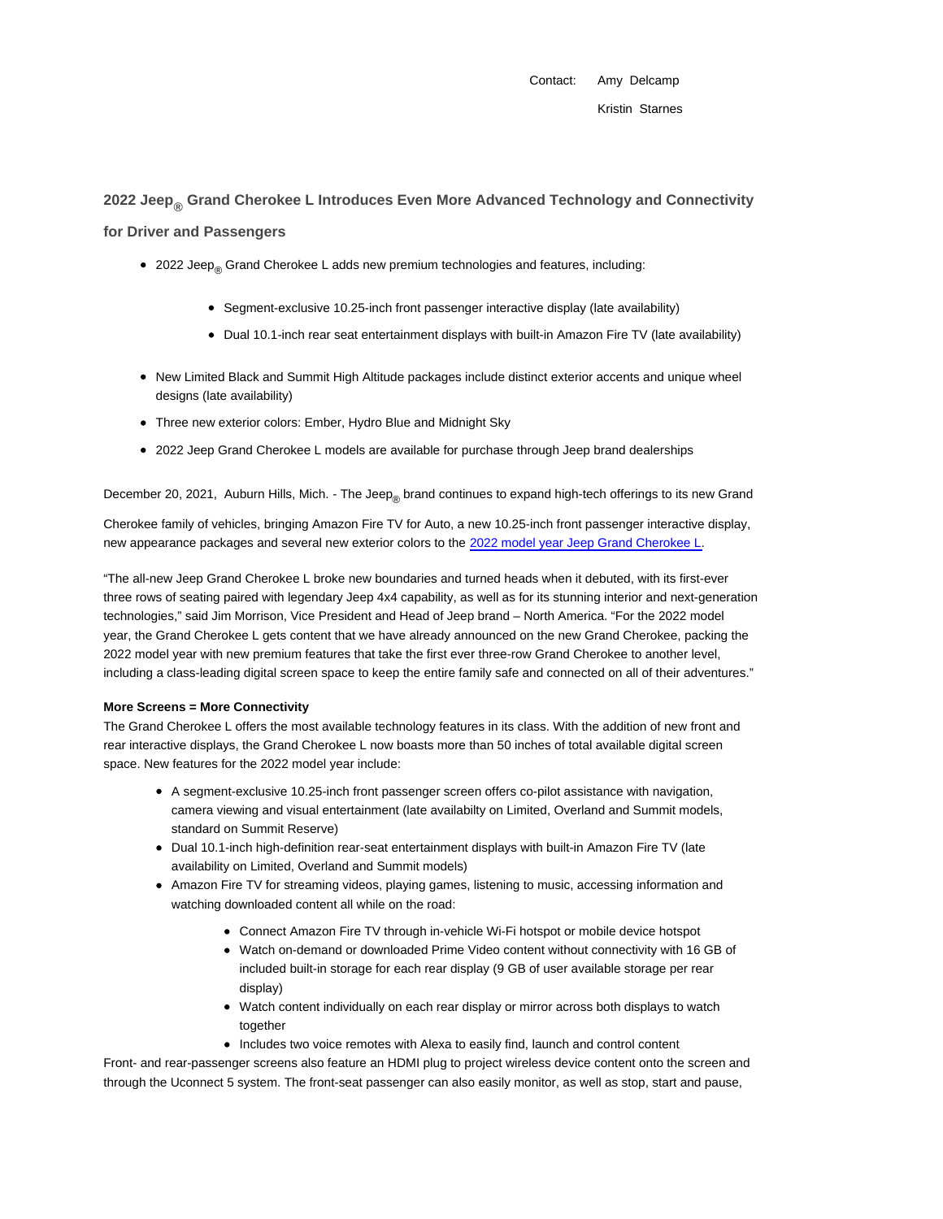Contact: Amy Delcamp

Kristin Starnes

## 2022 Jeep® Grand Cherokee L Introduces Even More Advanced Technology and Connectivity for Driver and Passengers

- 2022 Jeep® Grand Cherokee L adds new premium technologies and features, including:
  - Segment-exclusive 10.25-inch front passenger interactive display (late availability)
  - Dual 10.1-inch rear seat entertainment displays with built-in Amazon Fire TV (late availability)
- New Limited Black and Summit High Altitude packages include distinct exterior accents and unique wheel designs (late availability)
- Three new exterior colors: Ember, Hydro Blue and Midnight Sky
- 2022 Jeep Grand Cherokee L models are available for purchase through Jeep brand dealerships

December 20, 2021, Auburn Hills, Mich. - The Jeep® brand continues to expand high-tech offerings to its new Grand Cherokee family of vehicles, bringing Amazon Fire TV for Auto, a new 10.25-inch front passenger interactive display, new appearance packages and several new exterior colors to the 2022 model year Jeep Grand Cherokee L.

"The all-new Jeep Grand Cherokee L broke new boundaries and turned heads when it debuted, with its first-ever three rows of seating paired with legendary Jeep 4x4 capability, as well as for its stunning interior and next-generation technologies," said Jim Morrison, Vice President and Head of Jeep brand – North America. "For the 2022 model year, the Grand Cherokee L gets content that we have already announced on the new Grand Cherokee, packing the 2022 model year with new premium features that take the first ever three-row Grand Cherokee to another level, including a class-leading digital screen space to keep the entire family safe and connected on all of their adventures."

**More Screens = More Connectivity**

The Grand Cherokee L offers the most available technology features in its class. With the addition of new front and rear interactive displays, the Grand Cherokee L now boasts more than 50 inches of total available digital screen space. New features for the 2022 model year include:

- A segment-exclusive 10.25-inch front passenger screen offers co-pilot assistance with navigation, camera viewing and visual entertainment (late availabilty on Limited, Overland and Summit models, standard on Summit Reserve)
- Dual 10.1-inch high-definition rear-seat entertainment displays with built-in Amazon Fire TV (late availability on Limited, Overland and Summit models)
- Amazon Fire TV for streaming videos, playing games, listening to music, accessing information and watching downloaded content all while on the road:
  - Connect Amazon Fire TV through in-vehicle Wi-Fi hotspot or mobile device hotspot
  - Watch on-demand or downloaded Prime Video content without connectivity with 16 GB of included built-in storage for each rear display (9 GB of user available storage per rear display)
  - Watch content individually on each rear display or mirror across both displays to watch together
  - Includes two voice remotes with Alexa to easily find, launch and control content

Front- and rear-passenger screens also feature an HDMI plug to project wireless device content onto the screen and through the Uconnect 5 system. The front-seat passenger can also easily monitor, as well as stop, start and pause,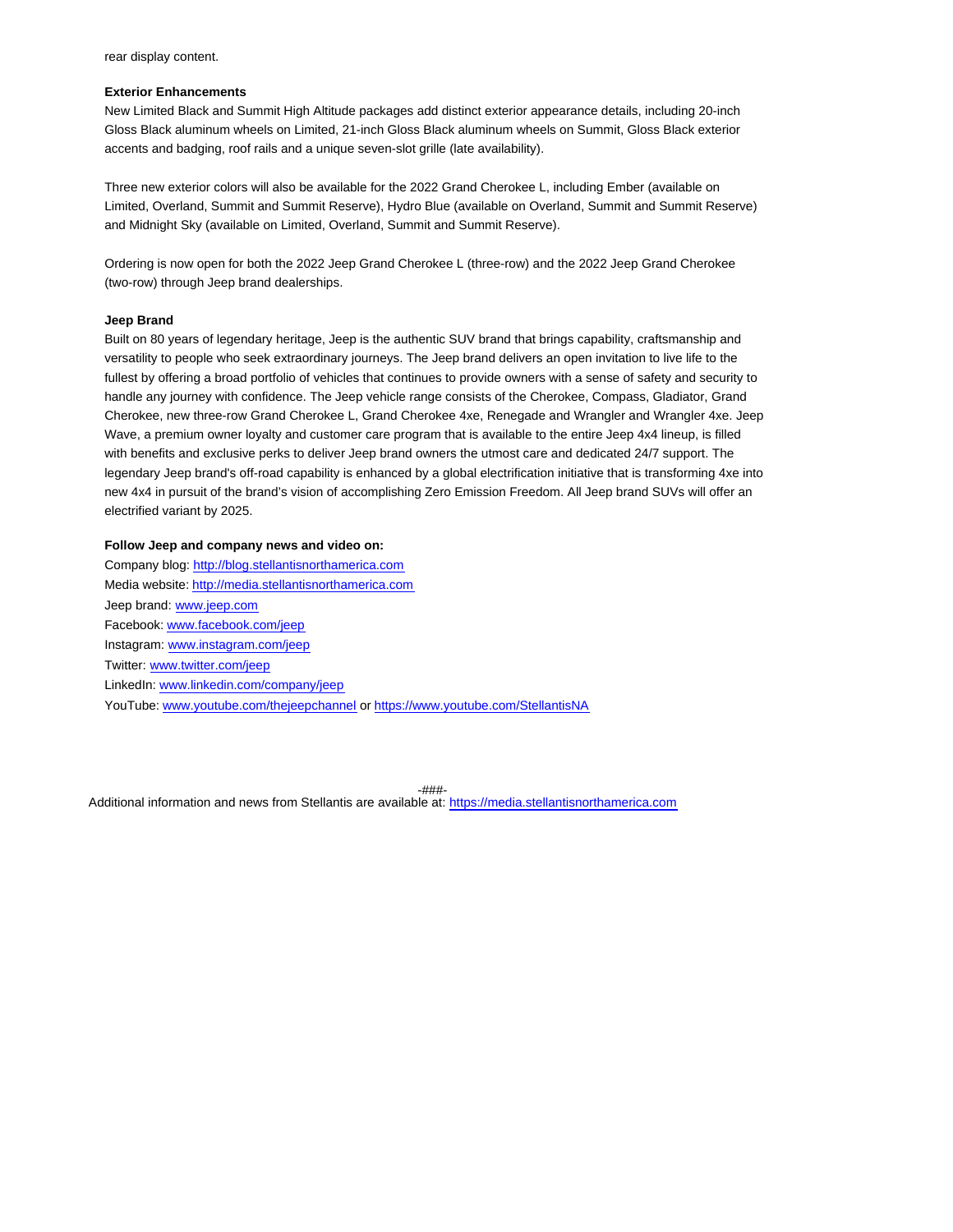rear display content.

**Exterior Enhancements**

New Limited Black and Summit High Altitude packages add distinct exterior appearance details, including 20-inch Gloss Black aluminum wheels on Limited, 21-inch Gloss Black aluminum wheels on Summit, Gloss Black exterior accents and badging, roof rails and a unique seven-slot grille (late availability).

Three new exterior colors will also be available for the 2022 Grand Cherokee L, including Ember (available on Limited, Overland, Summit and Summit Reserve), Hydro Blue (available on Overland, Summit and Summit Reserve) and Midnight Sky (available on Limited, Overland, Summit and Summit Reserve).

Ordering is now open for both the 2022 Jeep Grand Cherokee L (three-row) and the 2022 Jeep Grand Cherokee (two-row) through Jeep brand dealerships.

**Jeep Brand**

Built on 80 years of legendary heritage, Jeep is the authentic SUV brand that brings capability, craftsmanship and versatility to people who seek extraordinary journeys. The Jeep brand delivers an open invitation to live life to the fullest by offering a broad portfolio of vehicles that continues to provide owners with a sense of safety and security to handle any journey with confidence. The Jeep vehicle range consists of the Cherokee, Compass, Gladiator, Grand Cherokee, new three-row Grand Cherokee L, Grand Cherokee 4xe, Renegade and Wrangler and Wrangler 4xe. Jeep Wave, a premium owner loyalty and customer care program that is available to the entire Jeep 4x4 lineup, is filled with benefits and exclusive perks to deliver Jeep brand owners the utmost care and dedicated 24/7 support. The legendary Jeep brand's off-road capability is enhanced by a global electrification initiative that is transforming 4xe into new 4x4 in pursuit of the brand's vision of accomplishing Zero Emission Freedom. All Jeep brand SUVs will offer an electrified variant by 2025.

**Follow Jeep and company news and video on:**

Company blog: http://blog.stellantisnorthamerica.com
Media website: http://media.stellantisnorthamerica.com
Jeep brand: www.jeep.com
Facebook: www.facebook.com/jeep
Instagram: www.instagram.com/jeep
Twitter: www.twitter.com/jeep
LinkedIn: www.linkedin.com/company/jeep
YouTube: www.youtube.com/thejeepchannel or https://www.youtube.com/StellantisNA

-###-

Additional information and news from Stellantis are available at: https://media.stellantisnorthamerica.com